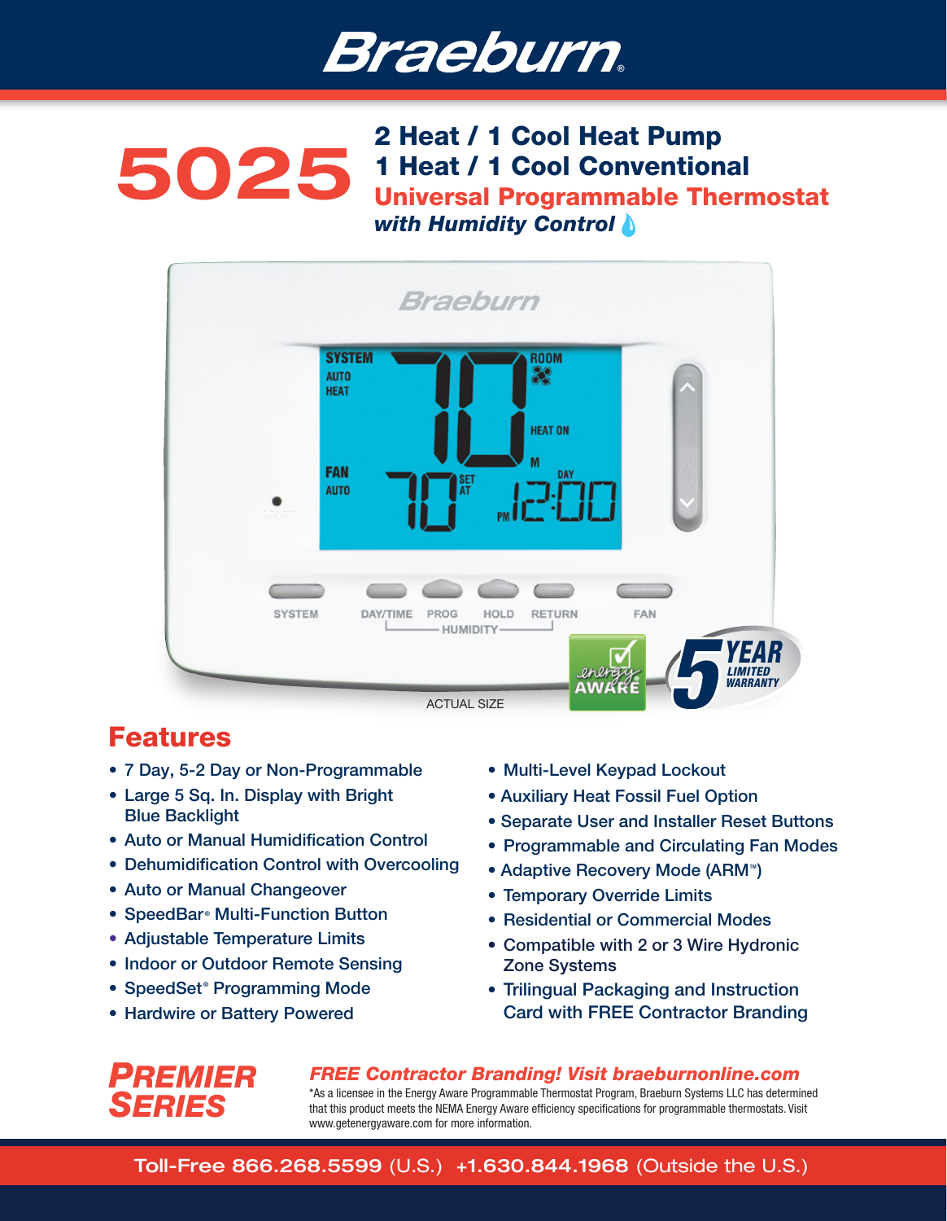# Braeburn®

# 5025

## 2 Heat / 1 Cool Heat Pump
## 1 Heat / 1 Cool Conventional
## Universal Programmable Thermostat
### *with Humidity Control*

ACTUAL SIZE

## Features

- 7 Day, 5-2 Day or Non-Programmable
- Large 5 Sq. In. Display with Bright Blue Backlight
- Auto or Manual Humidification Control
- Dehumidification Control with Overcooling
- Auto or Manual Changeover
- SpeedBar® Multi-Function Button
- Adjustable Temperature Limits
- Indoor or Outdoor Remote Sensing
- SpeedSet® Programming Mode
- Hardwire or Battery Powered
- Multi-Level Keypad Lockout
- Auxiliary Heat Fossil Fuel Option
- Separate User and Installer Reset Buttons
- Programmable and Circulating Fan Modes
- Adaptive Recovery Mode (ARM™)
- Temporary Override Limits
- Residential or Commercial Modes
- Compatible with 2 or 3 Wire Hydronic Zone Systems
- Trilingual Packaging and Instruction Card with FREE Contractor Branding

**PREMIER SERIES**

***FREE Contractor Branding! Visit braeburnonline.com***

*As a licensee in the Energy Aware Programmable Thermostat Program, Braeburn Systems LLC has determined that this product meets the NEMA Energy Aware efficiency specifications for programmable thermostats. Visit www.getenergyaware.com for more information.

Toll-Free **866.268.5599** (U.S.) **+1.630.844.1968** (Outside the U.S.)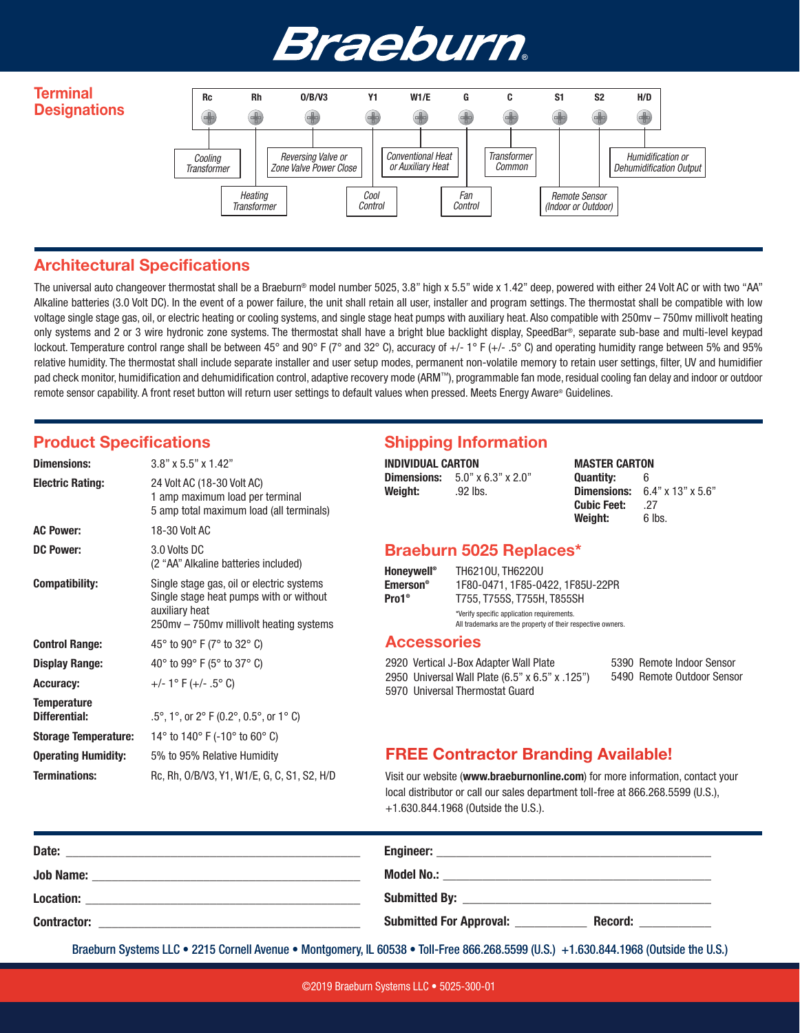Braeburn®

## Terminal Designations

| Terminal | Designation |
|---|---|
| Rc | Cooling Transformer |
| Rh | Heating Transformer |
| O/B/V3 | Reversing Valve or Zone Valve Power Close |
| Y1 | Cool Control |
| W1/E | Conventional Heat or Auxiliary Heat |
| G | Fan Control |
| C | Transformer Common |
| S1 | Remote Sensor (Indoor or Outdoor) |
| S2 | Remote Sensor (Indoor or Outdoor) |
| H/D | Humidification or Dehumidification Output |

## Architectural Specifications

The universal auto changeover thermostat shall be a Braeburn® model number 5025, 3.8" high x 5.5" wide x 1.42" deep, powered with either 24 Volt AC or with two "AA" Alkaline batteries (3.0 Volt DC). In the event of a power failure, the unit shall retain all user, installer and program settings. The thermostat shall be compatible with low voltage single stage gas, oil, or electric heating or cooling systems, and single stage heat pumps with auxiliary heat. Also compatible with 250mv – 750mv millivolt heating only systems and 2 or 3 wire hydronic zone systems. The thermostat shall have a bright blue backlight display, SpeedBar®, separate sub-base and multi-level keypad lockout. Temperature control range shall be between 45° and 90° F (7° and 32° C), accuracy of +/- 1° F (+/- .5° C) and operating humidity range between 5% and 95% relative humidity. The thermostat shall include separate installer and user setup modes, permanent non-volatile memory to retain user settings, filter, UV and humidifier pad check monitor, humidification and dehumidification control, adaptive recovery mode (ARM™), programmable fan mode, residual cooling fan delay and indoor or outdoor remote sensor capability. A front reset button will return user settings to default values when pressed. Meets Energy Aware® Guidelines.

## Product Specifications

| | |
|---|---|
| **Dimensions:** | 3.8" x 5.5" x 1.42" |
| **Electric Rating:** | 24 Volt AC (18-30 Volt AC)<br>1 amp maximum load per terminal<br>5 amp total maximum load (all terminals) |
| **AC Power:** | 18-30 Volt AC |
| **DC Power:** | 3.0 Volts DC<br>(2 "AA" Alkaline batteries included) |
| **Compatibility:** | Single stage gas, oil or electric systems<br>Single stage heat pumps with or without auxiliary heat<br>250mv – 750mv millivolt heating systems |
| **Control Range:** | 45° to 90° F (7° to 32° C) |
| **Display Range:** | 40° to 99° F (5° to 37° C) |
| **Accuracy:** | +/- 1° F (+/- .5° C) |
| **Temperature Differential:** | .5°, 1°, or 2° F (0.2°, 0.5°, or 1° C) |
| **Storage Temperature:** | 14° to 140° F (-10° to 60° C) |
| **Operating Humidity:** | 5% to 95% Relative Humidity |
| **Terminations:** | Rc, Rh, O/B/V3, Y1, W1/E, G, C, S1, S2, H/D |

## Shipping Information

**INDIVIDUAL CARTON**

| | |
|---|---|
| **Dimensions:** | 5.0" x 6.3" x 2.0" |
| **Weight:** | .92 lbs. |

**MASTER CARTON**

| | |
|---|---|
| **Quantity:** | 6 |
| **Dimensions:** | 6.4" x 13" x 5.6" |
| **Cubic Feet:** | .27 |
| **Weight:** | 6 lbs. |

## Braeburn 5025 Replaces*

| | |
|---|---|
| **Honeywell®** | TH6210U, TH6220U |
| **Emerson®** | 1F80-0471, 1F85-0422, 1F85U-22PR |
| **Pro1®** | T755, T755S, T755H, T855SH |

*Verify specific application requirements.
All trademarks are the property of their respective owners.

## Accessories

2920 Vertical J-Box Adapter Wall Plate
2950 Universal Wall Plate (6.5" x 6.5" x .125")
5970 Universal Thermostat Guard
5390 Remote Indoor Sensor
5490 Remote Outdoor Sensor

## FREE Contractor Branding Available!

Visit our website (**www.braeburnonline.com**) for more information, contact your local distributor or call our sales department toll-free at 866.268.5599 (U.S.), +1.630.844.1968 (Outside the U.S.).

**Date:** ______________________________

**Job Name:** ______________________________

**Location:** ______________________________

**Contractor:** ______________________________

**Engineer:** ______________________________

**Model No.:** ______________________________

**Submitted By:** ______________________________

**Submitted For Approval:** __________ **Record:** __________

Braeburn Systems LLC • 2215 Cornell Avenue • Montgomery, IL 60538 • Toll-Free 866.268.5599 (U.S.) +1.630.844.1968 (Outside the U.S.)

©2019 Braeburn Systems LLC • 5025-300-01